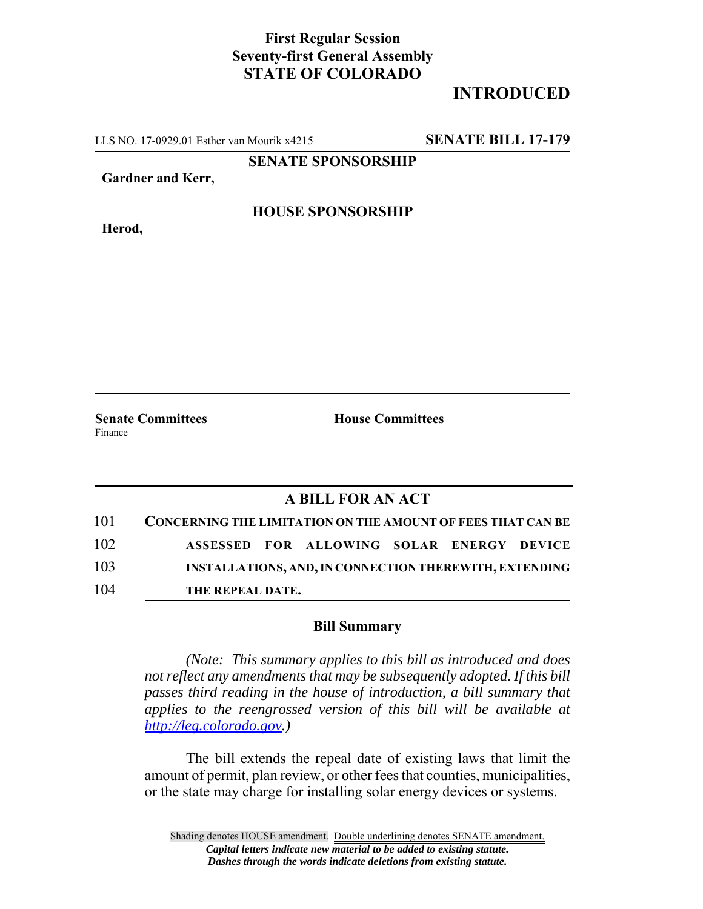**First Regular Session**
**Seventy-first General Assembly**
**STATE OF COLORADO**

## INTRODUCED

LLS NO. 17-0929.01 Esther van Mourik x4215 **SENATE BILL 17-179**

**SENATE SPONSORSHIP**

**Gardner and Kerr,**

**HOUSE SPONSORSHIP**

**Herod,**

**Senate Committees**
Finance

**House Committees**

### A BILL FOR AN ACT

101 **CONCERNING THE LIMITATION ON THE AMOUNT OF FEES THAT CAN BE**
102 **ASSESSED FOR ALLOWING SOLAR ENERGY DEVICE**
103 **INSTALLATIONS, AND, IN CONNECTION THEREWITH, EXTENDING**
104 **THE REPEAL DATE.**

### Bill Summary

*(Note: This summary applies to this bill as introduced and does not reflect any amendments that may be subsequently adopted. If this bill passes third reading in the house of introduction, a bill summary that applies to the reengrossed version of this bill will be available at http://leg.colorado.gov.)*

The bill extends the repeal date of existing laws that limit the amount of permit, plan review, or other fees that counties, municipalities, or the state may charge for installing solar energy devices or systems.

Shading denotes HOUSE amendment. Double underlining denotes SENATE amendment.
*Capital letters indicate new material to be added to existing statute.*
*Dashes through the words indicate deletions from existing statute.*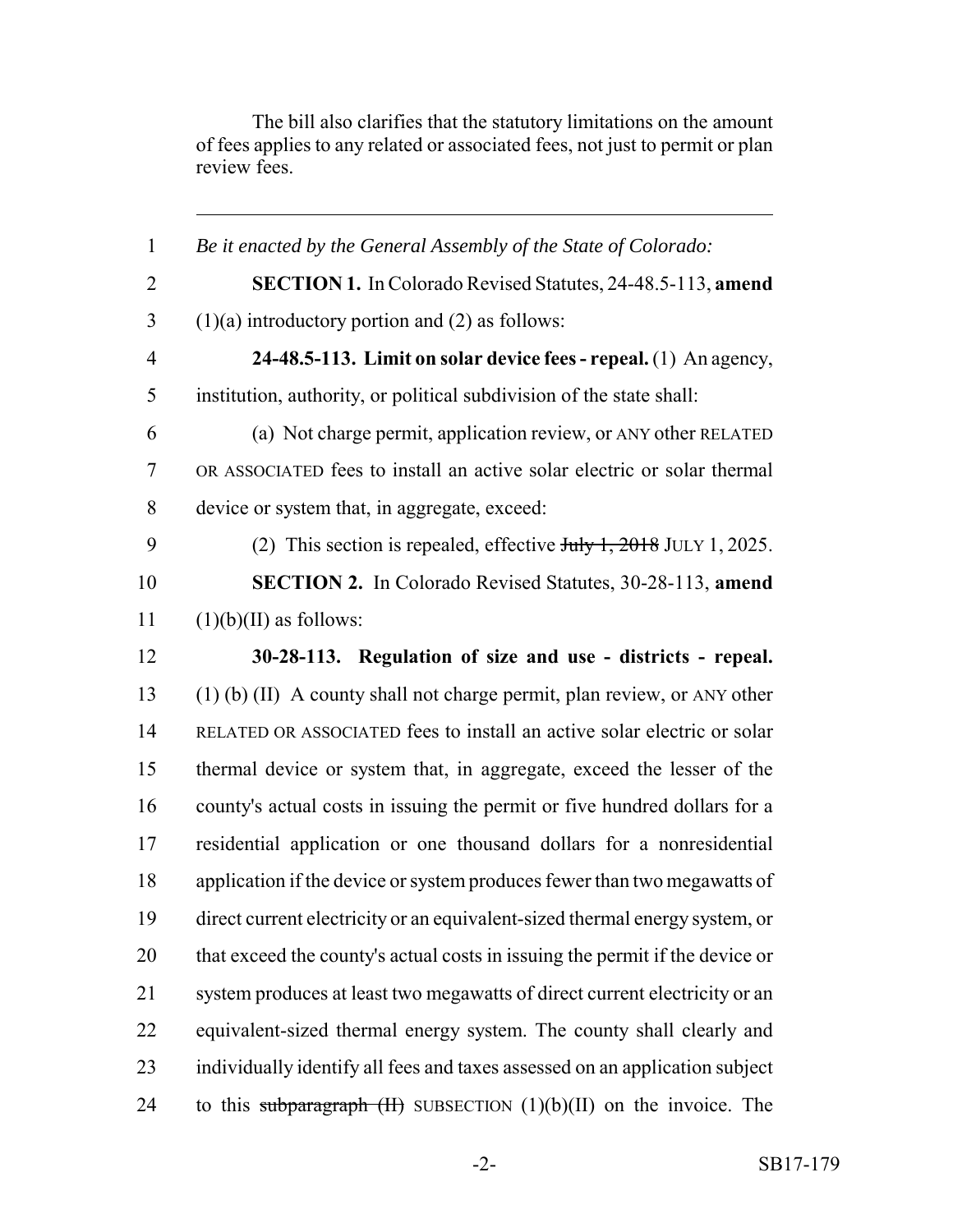The bill also clarifies that the statutory limitations on the amount of fees applies to any related or associated fees, not just to permit or plan review fees.

---

1 *Be it enacted by the General Assembly of the State of Colorado:*

2 **SECTION 1.** In Colorado Revised Statutes, 24-48.5-113, **amend**
3 (1)(a) introductory portion and (2) as follows:

4 **24-48.5-113. Limit on solar device fees - repeal.** (1) An agency,
5 institution, authority, or political subdivision of the state shall:

6 (a) Not charge permit, application review, or ANY other RELATED
7 OR ASSOCIATED fees to install an active solar electric or solar thermal
8 device or system that, in aggregate, exceed:

9 (2) This section is repealed, effective ~~July 1, 2018~~ JULY 1, 2025.

10 **SECTION 2.** In Colorado Revised Statutes, 30-28-113, **amend**
11 (1)(b)(II) as follows:

12 **30-28-113. Regulation of size and use - districts - repeal.**
13 (1) (b) (II) A county shall not charge permit, plan review, or ANY other
14 RELATED OR ASSOCIATED fees to install an active solar electric or solar
15 thermal device or system that, in aggregate, exceed the lesser of the
16 county's actual costs in issuing the permit or five hundred dollars for a
17 residential application or one thousand dollars for a nonresidential
18 application if the device or system produces fewer than two megawatts of
19 direct current electricity or an equivalent-sized thermal energy system, or
20 that exceed the county's actual costs in issuing the permit if the device or
21 system produces at least two megawatts of direct current electricity or an
22 equivalent-sized thermal energy system. The county shall clearly and
23 individually identify all fees and taxes assessed on an application subject
24 to this ~~subparagraph (II)~~ SUBSECTION (1)(b)(II) on the invoice. The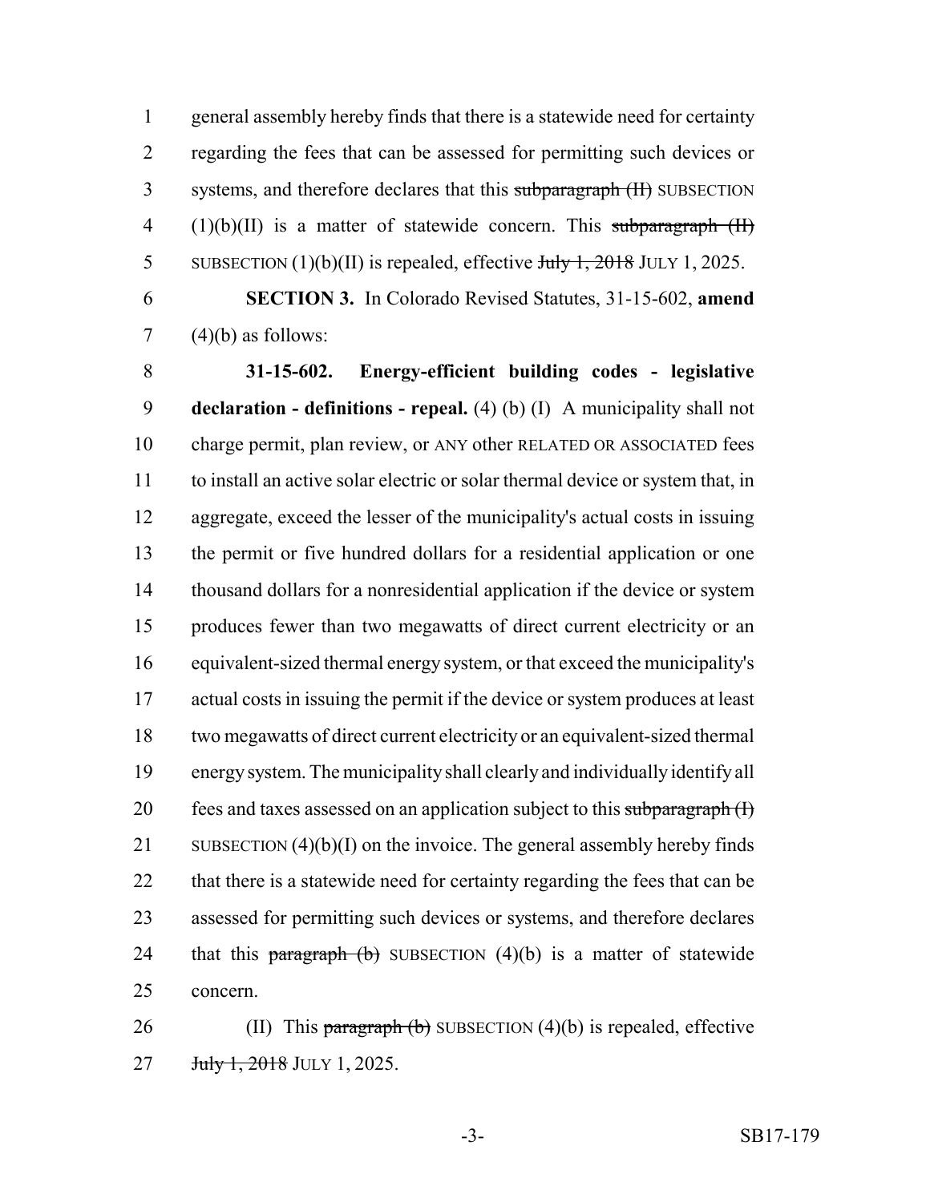general assembly hereby finds that there is a statewide need for certainty regarding the fees that can be assessed for permitting such devices or systems, and therefore declares that this ~~subparagraph (II)~~ SUBSECTION (1)(b)(II) is a matter of statewide concern. This ~~subparagraph (II)~~ SUBSECTION (1)(b)(II) is repealed, effective ~~July 1, 2018~~ JULY 1, 2025.

**SECTION 3.** In Colorado Revised Statutes, 31-15-602, **amend** (4)(b) as follows:

**31-15-602. Energy-efficient building codes - legislative declaration - definitions - repeal.** (4) (b) (I) A municipality shall not charge permit, plan review, or ANY other RELATED OR ASSOCIATED fees to install an active solar electric or solar thermal device or system that, in aggregate, exceed the lesser of the municipality's actual costs in issuing the permit or five hundred dollars for a residential application or one thousand dollars for a nonresidential application if the device or system produces fewer than two megawatts of direct current electricity or an equivalent-sized thermal energy system, or that exceed the municipality's actual costs in issuing the permit if the device or system produces at least two megawatts of direct current electricity or an equivalent-sized thermal energy system. The municipality shall clearly and individually identify all fees and taxes assessed on an application subject to this ~~subparagraph (I)~~ SUBSECTION (4)(b)(I) on the invoice. The general assembly hereby finds that there is a statewide need for certainty regarding the fees that can be assessed for permitting such devices or systems, and therefore declares that this ~~paragraph (b)~~ SUBSECTION (4)(b) is a matter of statewide concern.

(II) This ~~paragraph (b)~~ SUBSECTION (4)(b) is repealed, effective ~~July 1, 2018~~ JULY 1, 2025.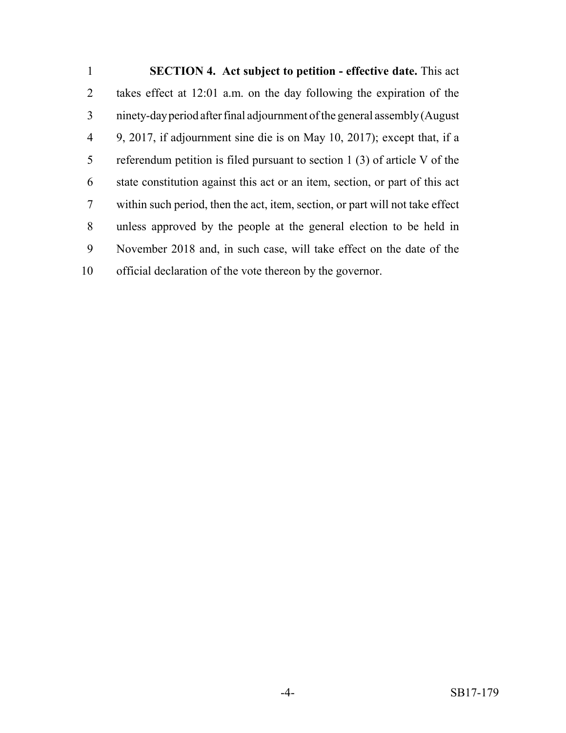**SECTION 4. Act subject to petition - effective date.** This act takes effect at 12:01 a.m. on the day following the expiration of the ninety-day period after final adjournment of the general assembly (August 9, 2017, if adjournment sine die is on May 10, 2017); except that, if a referendum petition is filed pursuant to section 1 (3) of article V of the state constitution against this act or an item, section, or part of this act within such period, then the act, item, section, or part will not take effect unless approved by the people at the general election to be held in November 2018 and, in such case, will take effect on the date of the official declaration of the vote thereon by the governor.